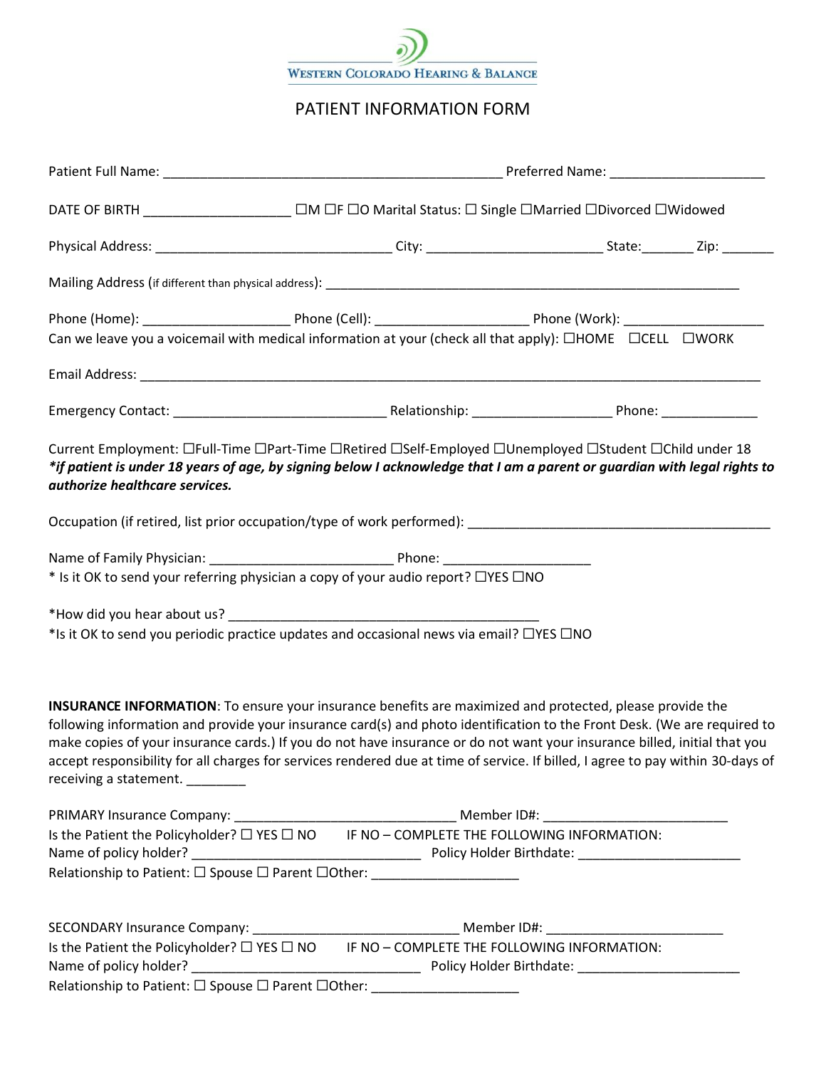WESTERN COLORADO HEARING & BALANCE

# PATIENT INFORMATION FORM

Patient Full Name: _______________________________________________ Preferred Name: _____________________

DATE OF BIRTH ____________________ ☐M ☐F ☐O Marital Status: ☐ Single ☐Married ☐Divorced ☐Widowed

Physical Address: ________________________________ City: ________________________ State:_______ Zip: _______

Mailing Address (if different than physical address): ___________________________________________________________

Phone (Home): ____________________ Phone (Cell): ____________________ Phone (Work): ___________________
Can we leave you a voicemail with medical information at your (check all that apply): ☐HOME ☐CELL ☐WORK

Email Address: _____________________________________________________________________________________

Emergency Contact: _____________________________ Relationship: ___________________ Phone: _____________

Current Employment: ☐Full-Time ☐Part-Time ☐Retired ☐Self-Employed ☐Unemployed ☐Student ☐Child under 18
***if patient is under 18 years of age, by signing below I acknowledge that I am a parent or guardian with legal rights to authorize healthcare services.***

Occupation (if retired, list prior occupation/type of work performed): _________________________________________

Name of Family Physician: _________________________ Phone: ____________________
* Is it OK to send your referring physician a copy of your audio report? ☐YES ☐NO

*How did you hear about us? ____________________________________________
*Is it OK to send you periodic practice updates and occasional news via email? ☐YES ☐NO

**INSURANCE INFORMATION**: To ensure your insurance benefits are maximized and protected, please provide the following information and provide your insurance card(s) and photo identification to the Front Desk. (We are required to make copies of your insurance cards.) If you do not have insurance or do not want your insurance billed, initial that you accept responsibility for all charges for services rendered due at time of service. If billed, I agree to pay within 30-days of receiving a statement. ________

PRIMARY Insurance Company: ______________________________ Member ID#: _________________________
Is the Patient the Policyholder? ☐ YES ☐ NO IF NO – COMPLETE THE FOLLOWING INFORMATION:
Name of policy holder? _______________________________ Policy Holder Birthdate: ______________________
Relationship to Patient: ☐ Spouse ☐ Parent ☐Other: ____________________

SECONDARY Insurance Company: ____________________________ Member ID#: ________________________
Is the Patient the Policyholder? ☐ YES ☐ NO IF NO – COMPLETE THE FOLLOWING INFORMATION:
Name of policy holder? _______________________________ Policy Holder Birthdate: ______________________
Relationship to Patient: ☐ Spouse ☐ Parent ☐Other: ____________________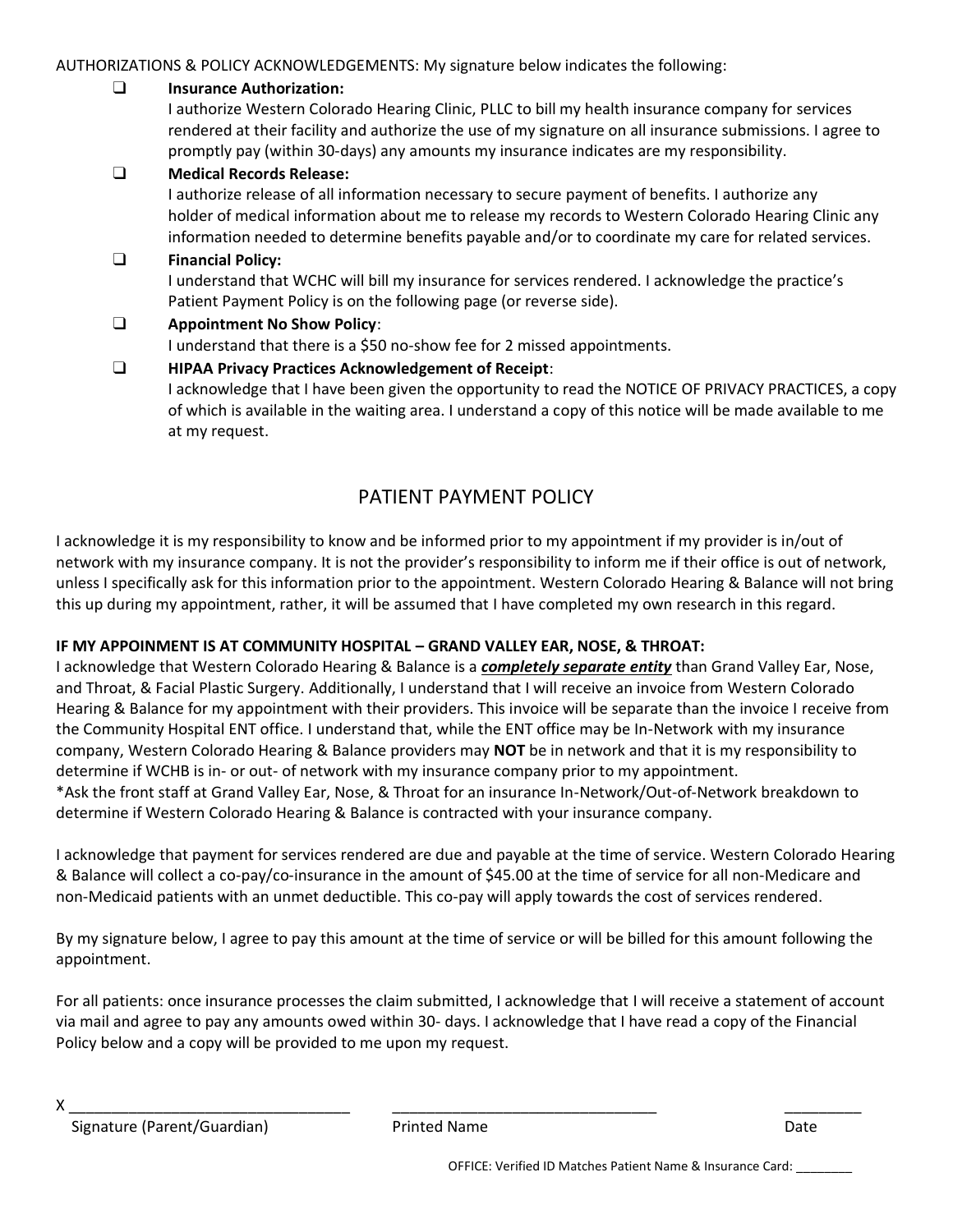AUTHORIZATIONS & POLICY ACKNOWLEDGEMENTS: My signature below indicates the following:

- ☐ **Insurance Authorization:**
  I authorize Western Colorado Hearing Clinic, PLLC to bill my health insurance company for services rendered at their facility and authorize the use of my signature on all insurance submissions. I agree to promptly pay (within 30-days) any amounts my insurance indicates are my responsibility.
- ☐ **Medical Records Release:**
  I authorize release of all information necessary to secure payment of benefits. I authorize any holder of medical information about me to release my records to Western Colorado Hearing Clinic any information needed to determine benefits payable and/or to coordinate my care for related services.
- ☐ **Financial Policy:**
  I understand that WCHC will bill my insurance for services rendered. I acknowledge the practice's Patient Payment Policy is on the following page (or reverse side).
- ☐ **Appointment No Show Policy**:
  I understand that there is a $50 no-show fee for 2 missed appointments.
- ☐ **HIPAA Privacy Practices Acknowledgement of Receipt**:
  I acknowledge that I have been given the opportunity to read the NOTICE OF PRIVACY PRACTICES, a copy of which is available in the waiting area. I understand a copy of this notice will be made available to me at my request.

## PATIENT PAYMENT POLICY

I acknowledge it is my responsibility to know and be informed prior to my appointment if my provider is in/out of network with my insurance company. It is not the provider's responsibility to inform me if their office is out of network, unless I specifically ask for this information prior to the appointment. Western Colorado Hearing & Balance will not bring this up during my appointment, rather, it will be assumed that I have completed my own research in this regard.

**IF MY APPOINMENT IS AT COMMUNITY HOSPITAL – GRAND VALLEY EAR, NOSE, & THROAT:**
I acknowledge that Western Colorado Hearing & Balance is a ***completely separate entity*** than Grand Valley Ear, Nose, and Throat, & Facial Plastic Surgery. Additionally, I understand that I will receive an invoice from Western Colorado Hearing & Balance for my appointment with their providers. This invoice will be separate than the invoice I receive from the Community Hospital ENT office. I understand that, while the ENT office may be In-Network with my insurance company, Western Colorado Hearing & Balance providers may **NOT** be in network and that it is my responsibility to determine if WCHB is in- or out- of network with my insurance company prior to my appointment.
*Ask the front staff at Grand Valley Ear, Nose, & Throat for an insurance In-Network/Out-of-Network breakdown to determine if Western Colorado Hearing & Balance is contracted with your insurance company.

I acknowledge that payment for services rendered are due and payable at the time of service. Western Colorado Hearing & Balance will collect a co-pay/co-insurance in the amount of $45.00 at the time of service for all non-Medicare and non-Medicaid patients with an unmet deductible. This co-pay will apply towards the cost of services rendered.

By my signature below, I agree to pay this amount at the time of service or will be billed for this amount following the appointment.

For all patients: once insurance processes the claim submitted, I acknowledge that I will receive a statement of account via mail and agree to pay any amounts owed within 30- days. I acknowledge that I have read a copy of the Financial Policy below and a copy will be provided to me upon my request.

X _________________________________ _________________________________ _________

Signature (Parent/Guardian) Printed Name Date

OFFICE: Verified ID Matches Patient Name & Insurance Card: ________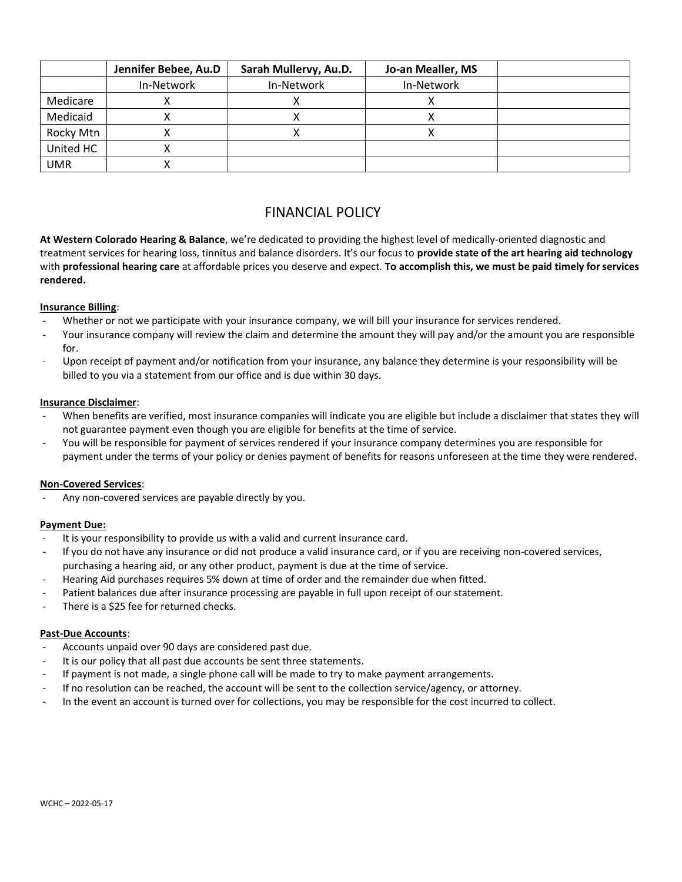| | Jennifer Bebee, Au.D | Sarah Mullervy, Au.D. | Jo-an Mealler, MS | |
|---|---|---|---|---|
| | In-Network | In-Network | In-Network | |
| Medicare | X | X | X | |
| Medicaid | X | X | X | |
| Rocky Mtn | X | X | X | |
| United HC | X | | | |
| UMR | X | | | |

# FINANCIAL POLICY

**At Western Colorado Hearing & Balance**, we're dedicated to providing the highest level of medically-oriented diagnostic and treatment services for hearing loss, tinnitus and balance disorders. It's our focus to **provide state of the art hearing aid technology** with **professional hearing care** at affordable prices you deserve and expect. **To accomplish this, we must be paid timely for services rendered.**

**Insurance Billing**:

- Whether or not we participate with your insurance company, we will bill your insurance for services rendered.
- Your insurance company will review the claim and determine the amount they will pay and/or the amount you are responsible for.
- Upon receipt of payment and/or notification from your insurance, any balance they determine is your responsibility will be billed to you via a statement from our office and is due within 30 days.

**Insurance Disclaimer**:

- When benefits are verified, most insurance companies will indicate you are eligible but include a disclaimer that states they will not guarantee payment even though you are eligible for benefits at the time of service.
- You will be responsible for payment of services rendered if your insurance company determines you are responsible for payment under the terms of your policy or denies payment of benefits for reasons unforeseen at the time they were rendered.

**Non-Covered Services**:

- Any non-covered services are payable directly by you.

**Payment Due:**

- It is your responsibility to provide us with a valid and current insurance card.
- If you do not have any insurance or did not produce a valid insurance card, or if you are receiving non-covered services, purchasing a hearing aid, or any other product, payment is due at the time of service.
- Hearing Aid purchases requires 5% down at time of order and the remainder due when fitted.
- Patient balances due after insurance processing are payable in full upon receipt of our statement.
- There is a $25 fee for returned checks.

**Past-Due Accounts**:

- Accounts unpaid over 90 days are considered past due.
- It is our policy that all past due accounts be sent three statements.
- If payment is not made, a single phone call will be made to try to make payment arrangements.
- If no resolution can be reached, the account will be sent to the collection service/agency, or attorney.
- In the event an account is turned over for collections, you may be responsible for the cost incurred to collect.

WCHC – 2022-05-17